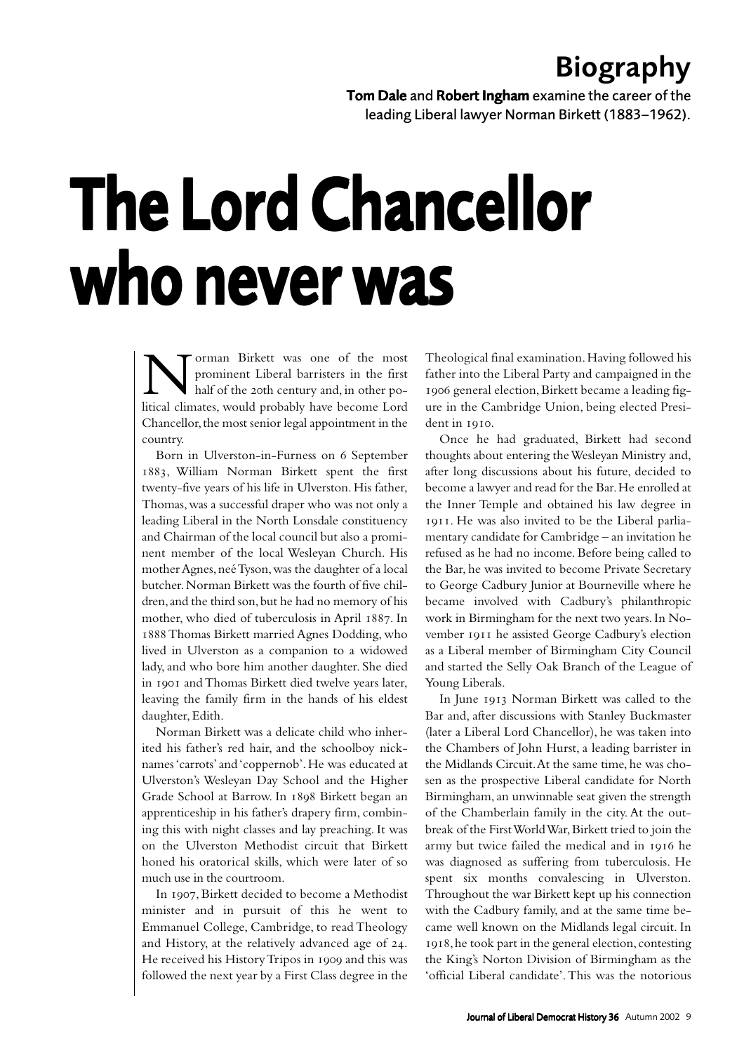## Biography

**Tom Dale** and **Robert Ingham** examine the career of the leading Liberal lawyer Norman Birkett (1883–1962).

# The Lord Chancellor who never was

Norman Birkett was one of the most prominent Liberal barristers in the first half of the 20th century and, in other political climates, would probably have become Lord Chancellor, the most senior legal appointment in the country.

Born in Ulverston-in-Furness on 6 September 1883, William Norman Birkett spent the first twenty-five years of his life in Ulverston. His father, Thomas, was a successful draper who was not only a leading Liberal in the North Lonsdale constituency and Chairman of the local council but also a prominent member of the local Wesleyan Church. His mother Agnes, neé Tyson, was the daughter of a local butcher. Norman Birkett was the fourth of five children, and the third son, but he had no memory of his mother, who died of tuberculosis in April 1887. In 1888 Thomas Birkett married Agnes Dodding, who lived in Ulverston as a companion to a widowed lady, and who bore him another daughter. She died in 1901 and Thomas Birkett died twelve years later, leaving the family firm in the hands of his eldest daughter, Edith.

Norman Birkett was a delicate child who inherited his father's red hair, and the schoolboy nicknames 'carrots' and 'coppernob'. He was educated at Ulverston's Wesleyan Day School and the Higher Grade School at Barrow. In 1898 Birkett began an apprenticeship in his father's drapery firm, combining this with night classes and lay preaching. It was on the Ulverston Methodist circuit that Birkett honed his oratorical skills, which were later of so much use in the courtroom.

In 1907, Birkett decided to become a Methodist minister and in pursuit of this he went to Emmanuel College, Cambridge, to read Theology and History, at the relatively advanced age of 24. He received his History Tripos in 1909 and this was followed the next year by a First Class degree in the Theological final examination. Having followed his father into the Liberal Party and campaigned in the 1906 general election, Birkett became a leading figure in the Cambridge Union, being elected President in 1910.

Once he had graduated, Birkett had second thoughts about entering the Wesleyan Ministry and, after long discussions about his future, decided to become a lawyer and read for the Bar. He enrolled at the Inner Temple and obtained his law degree in 1911. He was also invited to be the Liberal parliamentary candidate for Cambridge – an invitation he refused as he had no income. Before being called to the Bar, he was invited to become Private Secretary to George Cadbury Junior at Bourneville where he became involved with Cadbury's philanthropic work in Birmingham for the next two years. In November 1911 he assisted George Cadbury's election as a Liberal member of Birmingham City Council and started the Selly Oak Branch of the League of Young Liberals.

In June 1913 Norman Birkett was called to the Bar and, after discussions with Stanley Buckmaster (later a Liberal Lord Chancellor), he was taken into the Chambers of John Hurst, a leading barrister in the Midlands Circuit. At the same time, he was chosen as the prospective Liberal candidate for North Birmingham, an unwinnable seat given the strength of the Chamberlain family in the city. At the outbreak of the First World War, Birkett tried to join the army but twice failed the medical and in 1916 he was diagnosed as suffering from tuberculosis. He spent six months convalescing in Ulverston. Throughout the war Birkett kept up his connection with the Cadbury family, and at the same time became well known on the Midlands legal circuit. In 1918, he took part in the general election, contesting the King's Norton Division of Birmingham as the 'official Liberal candidate'. This was the notorious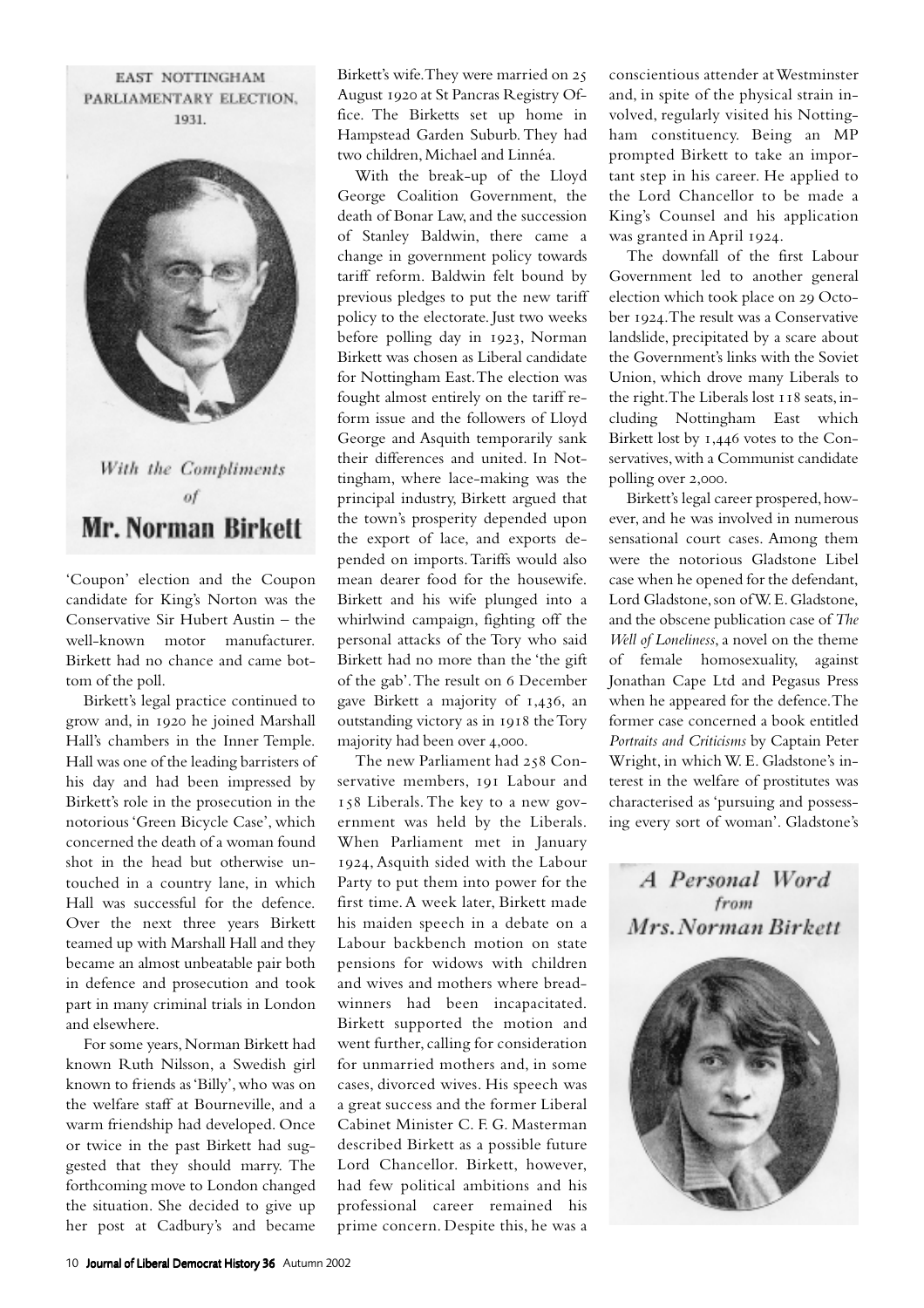EAST NOTTINGHAM PARLIAMENTARY ELECTION, 1931.

*With the Compliments of*

**Mr. Norman Birkett**

'Coupon' election and the Coupon candidate for King's Norton was the Conservative Sir Hubert Austin – the well-known motor manufacturer. Birkett had no chance and came bottom of the poll.

Birkett's legal practice continued to grow and, in 1920 he joined Marshall Hall's chambers in the Inner Temple. Hall was one of the leading barristers of his day and had been impressed by Birkett's role in the prosecution in the notorious 'Green Bicycle Case', which concerned the death of a woman found shot in the head but otherwise untouched in a country lane, in which Hall was successful for the defence. Over the next three years Birkett teamed up with Marshall Hall and they became an almost unbeatable pair both in defence and prosecution and took part in many criminal trials in London and elsewhere.

For some years, Norman Birkett had known Ruth Nilsson, a Swedish girl known to friends as 'Billy', who was on the welfare staff at Bourneville, and a warm friendship had developed. Once or twice in the past Birkett had suggested that they should marry. The forthcoming move to London changed the situation. She decided to give up her post at Cadbury's and became Birkett's wife. They were married on 25 August 1920 at St Pancras Registry Office. The Birketts set up home in Hampstead Garden Suburb. They had two children, Michael and Linnéa.

With the break-up of the Lloyd George Coalition Government, the death of Bonar Law, and the succession of Stanley Baldwin, there came a change in government policy towards tariff reform. Baldwin felt bound by previous pledges to put the new tariff policy to the electorate. Just two weeks before polling day in 1923, Norman Birkett was chosen as Liberal candidate for Nottingham East. The election was fought almost entirely on the tariff reform issue and the followers of Lloyd George and Asquith temporarily sank their differences and united. In Nottingham, where lace-making was the principal industry, Birkett argued that the town's prosperity depended upon the export of lace, and exports depended on imports. Tariffs would also mean dearer food for the housewife. Birkett and his wife plunged into a whirlwind campaign, fighting off the personal attacks of the Tory who said Birkett had no more than the 'the gift of the gab'. The result on 6 December gave Birkett a majority of 1,436, an outstanding victory as in 1918 the Tory majority had been over 4,000.

The new Parliament had 258 Conservative members, 191 Labour and 158 Liberals. The key to a new government was held by the Liberals. When Parliament met in January 1924, Asquith sided with the Labour Party to put them into power for the first time. A week later, Birkett made his maiden speech in a debate on a Labour backbench motion on state pensions for widows with children and wives and mothers where breadwinners had been incapacitated. Birkett supported the motion and went further, calling for consideration for unmarried mothers and, in some cases, divorced wives. His speech was a great success and the former Liberal Cabinet Minister C. F. G. Masterman described Birkett as a possible future Lord Chancellor. Birkett, however, had few political ambitions and his professional career remained his prime concern. Despite this, he was a conscientious attender at Westminster and, in spite of the physical strain involved, regularly visited his Nottingham constituency. Being an MP prompted Birkett to take an important step in his career. He applied to the Lord Chancellor to be made a King's Counsel and his application was granted in April 1924.

The downfall of the first Labour Government led to another general election which took place on 29 October 1924. The result was a Conservative landslide, precipitated by a scare about the Government's links with the Soviet Union, which drove many Liberals to the right. The Liberals lost 118 seats, including Nottingham East which Birkett lost by 1,446 votes to the Conservatives, with a Communist candidate polling over 2,000.

Birkett's legal career prospered, however, and he was involved in numerous sensational court cases. Among them were the notorious Gladstone Libel case when he opened for the defendant, Lord Gladstone, son of W. E. Gladstone, and the obscene publication case of *The Well of Loneliness*, a novel on the theme of female homosexuality, against Jonathan Cape Ltd and Pegasus Press when he appeared for the defence. The former case concerned a book entitled *Portraits and Criticisms* by Captain Peter Wright, in which W. E. Gladstone's interest in the welfare of prostitutes was characterised as 'pursuing and possessing every sort of woman'. Gladstone's

*A Personal Word from Mrs. Norman Birkett*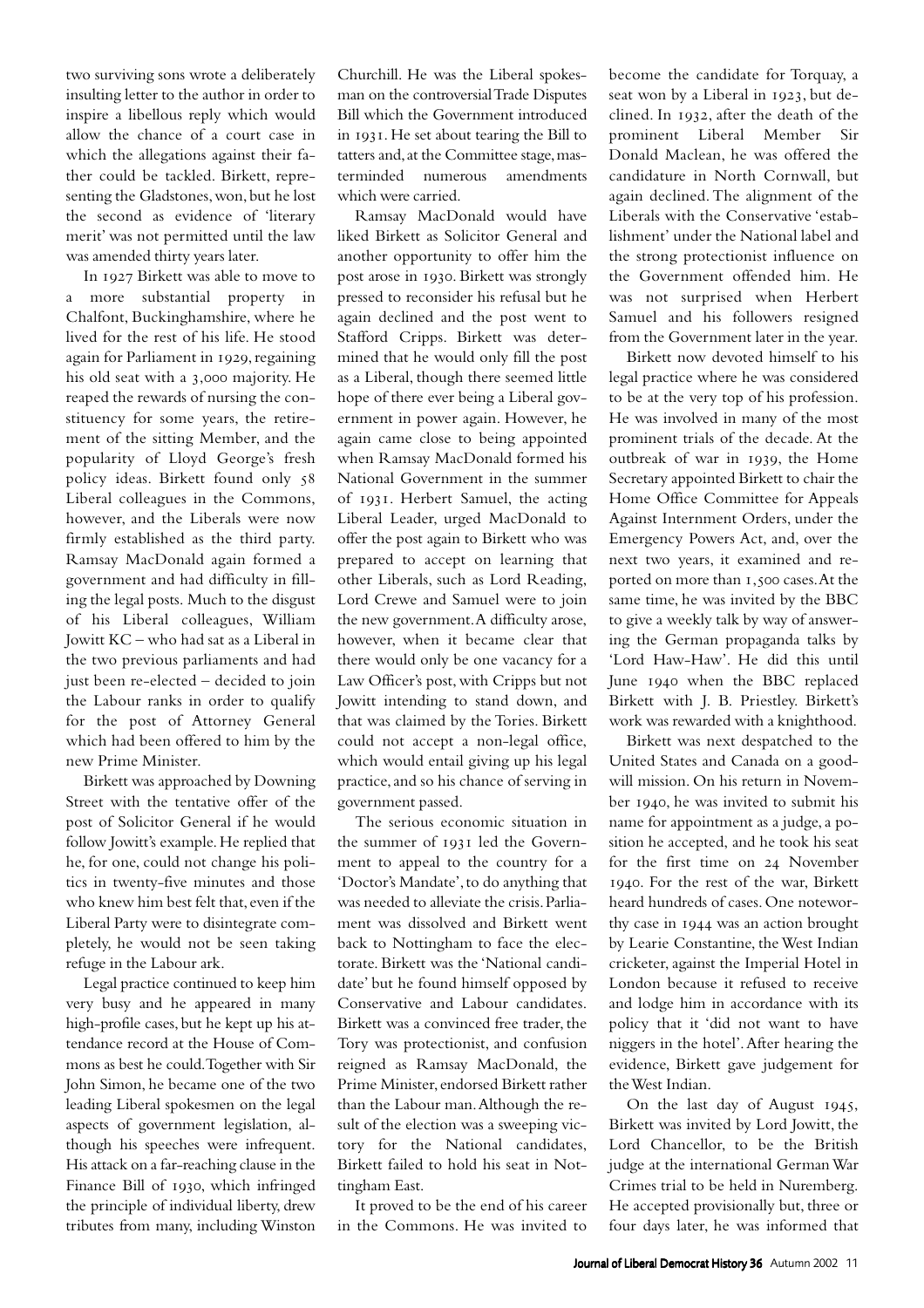two surviving sons wrote a deliberately insulting letter to the author in order to inspire a libellous reply which would allow the chance of a court case in which the allegations against their father could be tackled. Birkett, representing the Gladstones, won, but he lost the second as evidence of 'literary merit' was not permitted until the law was amended thirty years later.

In 1927 Birkett was able to move to a more substantial property in Chalfont, Buckinghamshire, where he lived for the rest of his life. He stood again for Parliament in 1929, regaining his old seat with a 3,000 majority. He reaped the rewards of nursing the constituency for some years, the retirement of the sitting Member, and the popularity of Lloyd George's fresh policy ideas. Birkett found only 58 Liberal colleagues in the Commons, however, and the Liberals were now firmly established as the third party. Ramsay MacDonald again formed a government and had difficulty in filling the legal posts. Much to the disgust of his Liberal colleagues, William Jowitt KC – who had sat as a Liberal in the two previous parliaments and had just been re-elected – decided to join the Labour ranks in order to qualify for the post of Attorney General which had been offered to him by the new Prime Minister.

Birkett was approached by Downing Street with the tentative offer of the post of Solicitor General if he would follow Jowitt's example. He replied that he, for one, could not change his politics in twenty-five minutes and those who knew him best felt that, even if the Liberal Party were to disintegrate completely, he would not be seen taking refuge in the Labour ark.

Legal practice continued to keep him very busy and he appeared in many high-profile cases, but he kept up his attendance record at the House of Commons as best he could. Together with Sir John Simon, he became one of the two leading Liberal spokesmen on the legal aspects of government legislation, although his speeches were infrequent. His attack on a far-reaching clause in the Finance Bill of 1930, which infringed the principle of individual liberty, drew tributes from many, including Winston Churchill. He was the Liberal spokesman on the controversial Trade Disputes Bill which the Government introduced in 1931. He set about tearing the Bill to tatters and, at the Committee stage, masterminded numerous amendments which were carried.

Ramsay MacDonald would have liked Birkett as Solicitor General and another opportunity to offer him the post arose in 1930. Birkett was strongly pressed to reconsider his refusal but he again declined and the post went to Stafford Cripps. Birkett was determined that he would only fill the post as a Liberal, though there seemed little hope of there ever being a Liberal government in power again. However, he again came close to being appointed when Ramsay MacDonald formed his National Government in the summer of 1931. Herbert Samuel, the acting Liberal Leader, urged MacDonald to offer the post again to Birkett who was prepared to accept on learning that other Liberals, such as Lord Reading, Lord Crewe and Samuel were to join the new government. A difficulty arose, however, when it became clear that there would only be one vacancy for a Law Officer's post, with Cripps but not Jowitt intending to stand down, and that was claimed by the Tories. Birkett could not accept a non-legal office, which would entail giving up his legal practice, and so his chance of serving in government passed.

The serious economic situation in the summer of 1931 led the Government to appeal to the country for a 'Doctor's Mandate', to do anything that was needed to alleviate the crisis. Parliament was dissolved and Birkett went back to Nottingham to face the electorate. Birkett was the 'National candidate' but he found himself opposed by Conservative and Labour candidates. Birkett was a convinced free trader, the Tory was protectionist, and confusion reigned as Ramsay MacDonald, the Prime Minister, endorsed Birkett rather than the Labour man. Although the result of the election was a sweeping victory for the National candidates, Birkett failed to hold his seat in Nottingham East.

It proved to be the end of his career in the Commons. He was invited to become the candidate for Torquay, a seat won by a Liberal in 1923, but declined. In 1932, after the death of the prominent Liberal Member Sir Donald Maclean, he was offered the candidature in North Cornwall, but again declined. The alignment of the Liberals with the Conservative 'establishment' under the National label and the strong protectionist influence on the Government offended him. He was not surprised when Herbert Samuel and his followers resigned from the Government later in the year.

Birkett now devoted himself to his legal practice where he was considered to be at the very top of his profession. He was involved in many of the most prominent trials of the decade. At the outbreak of war in 1939, the Home Secretary appointed Birkett to chair the Home Office Committee for Appeals Against Internment Orders, under the Emergency Powers Act, and, over the next two years, it examined and reported on more than 1,500 cases. At the same time, he was invited by the BBC to give a weekly talk by way of answering the German propaganda talks by 'Lord Haw-Haw'. He did this until June 1940 when the BBC replaced Birkett with J. B. Priestley. Birkett's work was rewarded with a knighthood.

Birkett was next despatched to the United States and Canada on a goodwill mission. On his return in November 1940, he was invited to submit his name for appointment as a judge, a position he accepted, and he took his seat for the first time on 24 November 1940. For the rest of the war, Birkett heard hundreds of cases. One noteworthy case in 1944 was an action brought by Learie Constantine, the West Indian cricketer, against the Imperial Hotel in London because it refused to receive and lodge him in accordance with its policy that it 'did not want to have niggers in the hotel'. After hearing the evidence, Birkett gave judgement for the West Indian.

On the last day of August 1945, Birkett was invited by Lord Jowitt, the Lord Chancellor, to be the British judge at the international German War Crimes trial to be held in Nuremberg. He accepted provisionally but, three or four days later, he was informed that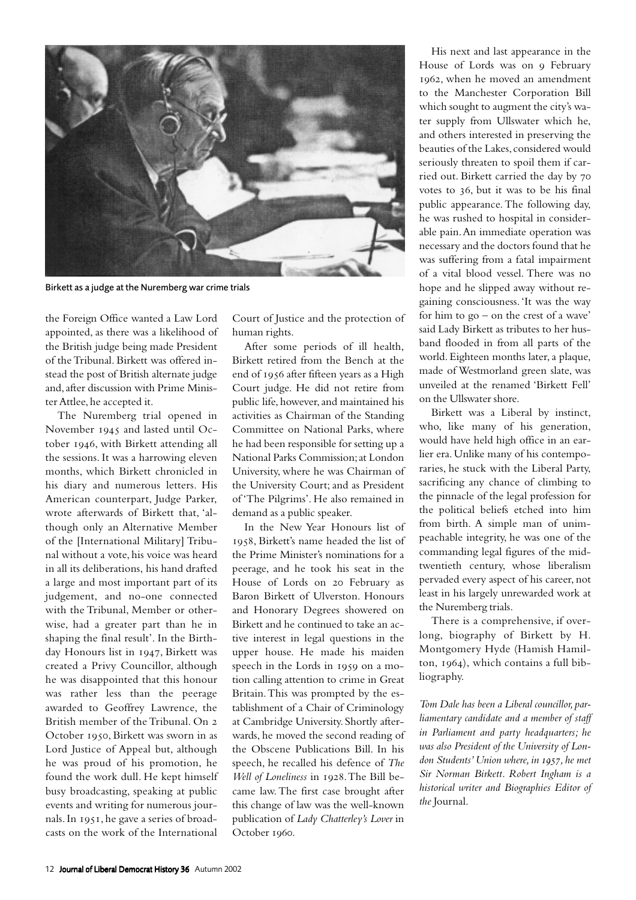Birkett as a judge at the Nuremberg war crime trials

the Foreign Office wanted a Law Lord appointed, as there was a likelihood of the British judge being made President of the Tribunal. Birkett was offered instead the post of British alternate judge and, after discussion with Prime Minister Attlee, he accepted it.

The Nuremberg trial opened in November 1945 and lasted until October 1946, with Birkett attending all the sessions. It was a harrowing eleven months, which Birkett chronicled in his diary and numerous letters. His American counterpart, Judge Parker, wrote afterwards of Birkett that, 'although only an Alternative Member of the [International Military] Tribunal without a vote, his voice was heard in all its deliberations, his hand drafted a large and most important part of its judgement, and no-one connected with the Tribunal, Member or otherwise, had a greater part than he in shaping the final result'. In the Birthday Honours list in 1947, Birkett was created a Privy Councillor, although he was disappointed that this honour was rather less than the peerage awarded to Geoffrey Lawrence, the British member of the Tribunal. On 2 October 1950, Birkett was sworn in as Lord Justice of Appeal but, although he was proud of his promotion, he found the work dull. He kept himself busy broadcasting, speaking at public events and writing for numerous journals. In 1951, he gave a series of broadcasts on the work of the International Court of Justice and the protection of human rights.

After some periods of ill health, Birkett retired from the Bench at the end of 1956 after fifteen years as a High Court judge. He did not retire from public life, however, and maintained his activities as Chairman of the Standing Committee on National Parks, where he had been responsible for setting up a National Parks Commission; at London University, where he was Chairman of the University Court; and as President of 'The Pilgrims'. He also remained in demand as a public speaker.

In the New Year Honours list of 1958, Birkett's name headed the list of the Prime Minister's nominations for a peerage, and he took his seat in the House of Lords on 20 February as Baron Birkett of Ulverston. Honours and Honorary Degrees showered on Birkett and he continued to take an active interest in legal questions in the upper house. He made his maiden speech in the Lords in 1959 on a motion calling attention to crime in Great Britain. This was prompted by the establishment of a Chair of Criminology at Cambridge University. Shortly afterwards, he moved the second reading of the Obscene Publications Bill. In his speech, he recalled his defence of *The Well of Loneliness* in 1928. The Bill became law. The first case brought after this change of law was the well-known publication of *Lady Chatterley's Lover* in October 1960.

His next and last appearance in the House of Lords was on 9 February 1962, when he moved an amendment to the Manchester Corporation Bill which sought to augment the city's water supply from Ullswater which he, and others interested in preserving the beauties of the Lakes, considered would seriously threaten to spoil them if carried out. Birkett carried the day by 70 votes to 36, but it was to be his final public appearance. The following day, he was rushed to hospital in considerable pain. An immediate operation was necessary and the doctors found that he was suffering from a fatal impairment of a vital blood vessel. There was no hope and he slipped away without regaining consciousness. 'It was the way for him to go – on the crest of a wave' said Lady Birkett as tributes to her husband flooded in from all parts of the world. Eighteen months later, a plaque, made of Westmorland green slate, was unveiled at the renamed 'Birkett Fell' on the Ullswater shore.

Birkett was a Liberal by instinct, who, like many of his generation, would have held high office in an earlier era. Unlike many of his contemporaries, he stuck with the Liberal Party, sacrificing any chance of climbing to the pinnacle of the legal profession for the political beliefs etched into him from birth. A simple man of unimpeachable integrity, he was one of the commanding legal figures of the mid-twentieth century, whose liberalism pervaded every aspect of his career, not least in his largely unrewarded work at the Nuremberg trials.

There is a comprehensive, if overlong, biography of Birkett by H. Montgomery Hyde (Hamish Hamilton, 1964), which contains a full bibliography.

*Tom Dale has been a Liberal councillor, parliamentary candidate and a member of staff in Parliament and party headquarters; he was also President of the University of London Students' Union where, in 1957, he met Sir Norman Birkett. Robert Ingham is a historical writer and Biographies Editor of the* Journal.